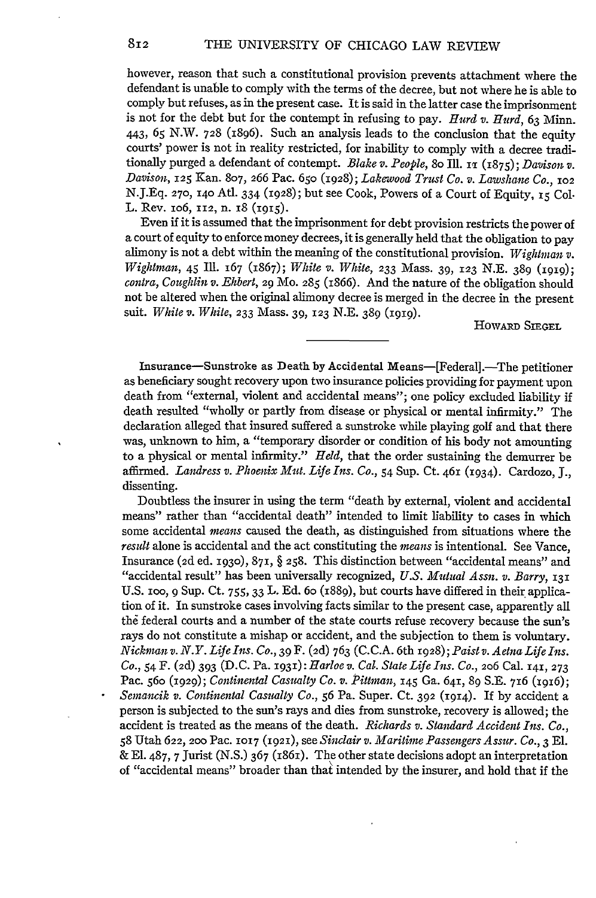however, reason that such a constitutional provision prevents attachment where the defendant is unable to comply with the terms of the decree, but not where he is able to comply but refuses, as in the present case. It is said in the latter case the imprisonment is not for the debt but for the contempt in refusing to pay. *Hurd v. Hurd*, 63 Minn. 443, 65 N.W. 728 (1896). Such an analysis leads to the conclusion that the equity courts' power is not in reality restricted, for inability to comply with a decree traditionally purged a defendant of contempt. *Blake v. People*, 80 Ill. 11 (1875); *Davison v. Davison*, 125 Kan. 807, 266 Pac. 650 (1928); *Lakewood Trust Co. v. Lawshane Co.*, 102 N.J.Eq. 270, 140 Atl. 334 (1928); but see Cook, Powers of a Court of Equity, 15 Col. L. Rev. 106, 112, n. 18 (1915).

Even if it is assumed that the imprisonment for debt provision restricts the power of a court of equity to enforce money decrees, it is generally held that the obligation to pay alimony is not a debt within the meaning of the constitutional provision. *Wightman v. Wightman*, 45 Ill. 167 (1867); *White v. White*, 233 Mass. 39, 123 N.E. 389 (1919); *contra, Coughlin v. Ehbert*, 29 Mo. 285 (1866). And the nature of the obligation should not be altered when the original alimony decree is merged in the decree in the present suit. *White v. White*, 233 Mass. 39, 123 N.E. 389 (1919).

HOWARD SIEGEL

---

Insurance—Sunstroke as Death by Accidental Means—[Federal].—The petitioner as beneficiary sought recovery upon two insurance policies providing for payment upon death from "external, violent and accidental means"; one policy excluded liability if death resulted "wholly or partly from disease or physical or mental infirmity." The declaration alleged that insured suffered a sunstroke while playing golf and that there was, unknown to him, a "temporary disorder or condition of his body not amounting to a physical or mental infirmity." *Held*, that the order sustaining the demurrer be affirmed. *Landress v. Phoenix Mut. Life Ins. Co.*, 54 Sup. Ct. 461 (1934). Cardozo, J., dissenting.

Doubtless the insurer in using the term "death by external, violent and accidental means" rather than "accidental death" intended to limit liability to cases in which some accidental *means* caused the death, as distinguished from situations where the *result* alone is accidental and the act constituting the *means* is intentional. See Vance, Insurance (2d ed. 1930), 871, § 258. This distinction between "accidental means" and "accidental result" has been universally recognized, *U.S. Mutual Assn. v. Barry*, 131 U.S. 100, 9 Sup. Ct. 755, 33 L. Ed. 60 (1889), but courts have differed in their application of it. In sunstroke cases involving facts similar to the present case, apparently all the federal courts and a number of the state courts refuse recovery because the sun's rays do not constitute a mishap or accident, and the subjection to them is voluntary. *Nickman v. N.Y. Life Ins. Co.*, 39 F. (2d) 763 (C.C.A. 6th 1928); *Paist v. Aetna Life Ins. Co.*, 54 F. (2d) 393 (D.C. Pa. 1931): *Harloe v. Cal. State Life Ins. Co.*, 206 Cal. 141, 273 Pac. 560 (1929); *Continental Casualty Co. v. Pittman*, 145 Ga. 641, 89 S.E. 716 (1916); *Semancik v. Continental Casualty Co.*, 56 Pa. Super. Ct. 392 (1914). If by accident a person is subjected to the sun's rays and dies from sunstroke, recovery is allowed; the accident is treated as the means of the death. *Richards v. Standard Accident Ins. Co.*, 58 Utah 622, 200 Pac. 1017 (1921), see *Sinclair v. Maritime Passengers Assur. Co.*, 3 El. & El. 487, 7 Jurist (N.S.) 367 (1861). The other state decisions adopt an interpretation of "accidental means" broader than that intended by the insurer, and hold that if the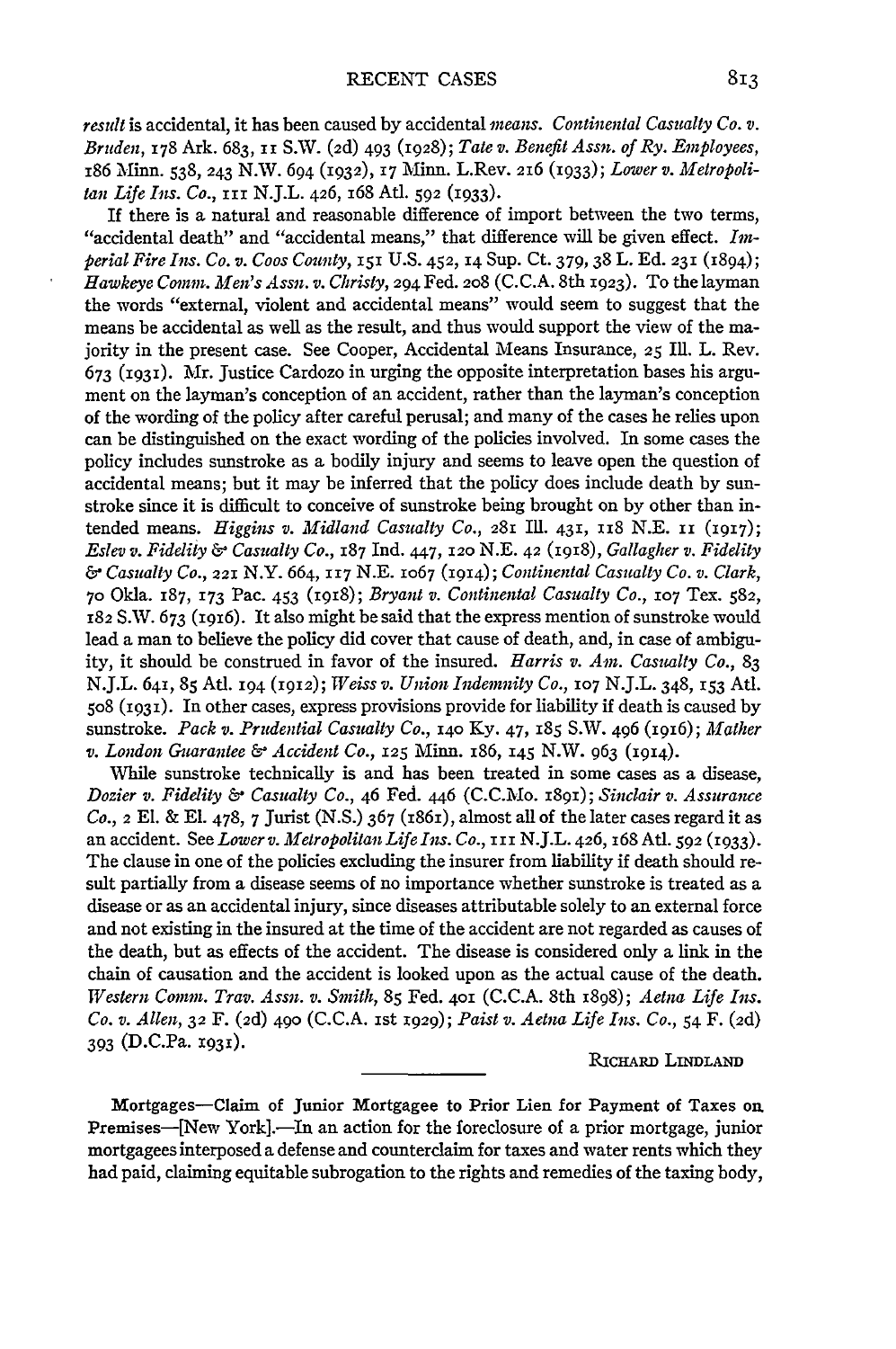*result* is accidental, it has been caused by accidental *means*. *Continental Casualty Co. v. Bruden*, 178 Ark. 683, 11 S.W. (2d) 493 (1928); *Tate v. Benefit Assn. of Ry. Employees*, 186 Minn. 538, 243 N.W. 694 (1932), 17 Minn. L.Rev. 216 (1933); *Lower v. Metropolitan Life Ins. Co.*, 111 N.J.L. 426, 168 Atl. 592 (1933).

If there is a natural and reasonable difference of import between the two terms, "accidental death" and "accidental means," that difference will be given effect. *Imperial Fire Ins. Co. v. Coos County*, 151 U.S. 452, 14 Sup. Ct. 379, 38 L. Ed. 231 (1894); *Hawkeye Comm. Men's Assn. v. Christy*, 294 Fed. 208 (C.C.A. 8th 1923). To the layman the words "external, violent and accidental means" would seem to suggest that the means be accidental as well as the result, and thus would support the view of the majority in the present case. See Cooper, Accidental Means Insurance, 25 Ill. L. Rev. 673 (1931). Mr. Justice Cardozo in urging the opposite interpretation bases his argument on the layman's conception of an accident, rather than the layman's conception of the wording of the policy after careful perusal; and many of the cases he relies upon can be distinguished on the exact wording of the policies involved. In some cases the policy includes sunstroke as a bodily injury and seems to leave open the question of accidental means; but it may be inferred that the policy does include death by sunstroke since it is difficult to conceive of sunstroke being brought on by other than intended means. *Higgins v. Midland Casualty Co.*, 281 Ill. 431, 118 N.E. 11 (1917); *Eslev v. Fidelity & Casualty Co.*, 187 Ind. 447, 120 N.E. 42 (1918), *Gallagher v. Fidelity & Casualty Co.*, 221 N.Y. 664, 117 N.E. 1067 (1914); *Continental Casualty Co. v. Clark*, 70 Okla. 187, 173 Pac. 453 (1918); *Bryant v. Continental Casualty Co.*, 107 Tex. 582, 182 S.W. 673 (1916). It also might be said that the express mention of sunstroke would lead a man to believe the policy did cover that cause of death, and, in case of ambiguity, it should be construed in favor of the insured. *Harris v. Am. Casualty Co.*, 83 N.J.L. 641, 85 Atl. 194 (1912); *Weiss v. Union Indemnity Co.*, 107 N.J.L. 348, 153 Atl. 508 (1931). In other cases, express provisions provide for liability if death is caused by sunstroke. *Pack v. Prudential Casualty Co.*, 140 Ky. 47, 185 S.W. 496 (1916); *Mather v. London Guarantee & Accident Co.*, 125 Minn. 186, 145 N.W. 963 (1914).

While sunstroke technically is and has been treated in some cases as a disease, *Dozier v. Fidelity & Casualty Co.*, 46 Fed. 446 (C.C.Mo. 1891); *Sinclair v. Assurance Co.*, 2 El. & El. 478, 7 Jurist (N.S.) 367 (1861), almost all of the later cases regard it as an accident. See *Lower v. Metropolitan Life Ins. Co.*, 111 N.J.L. 426, 168 Atl. 592 (1933). The clause in one of the policies excluding the insurer from liability if death should result partially from a disease seems of no importance whether sunstroke is treated as a disease or as an accidental injury, since diseases attributable solely to an external force and not existing in the insured at the time of the accident are not regarded as causes of the death, but as effects of the accident. The disease is considered only a link in the chain of causation and the accident is looked upon as the actual cause of the death. *Western Comm. Trav. Assn. v. Smith*, 85 Fed. 401 (C.C.A. 8th 1898); *Aetna Life Ins. Co. v. Allen*, 32 F. (2d) 490 (C.C.A. 1st 1929); *Paist v. Aetna Life Ins. Co.*, 54 F. (2d) 393 (D.C.Pa. 1931).

RICHARD LINDLAND

---

**Mortgages—Claim of Junior Mortgagee to Prior Lien for Payment of Taxes on Premises—[New York].**—In an action for the foreclosure of a prior mortgage, junior mortgagees interposed a defense and counterclaim for taxes and water rents which they had paid, claiming equitable subrogation to the rights and remedies of the taxing body,